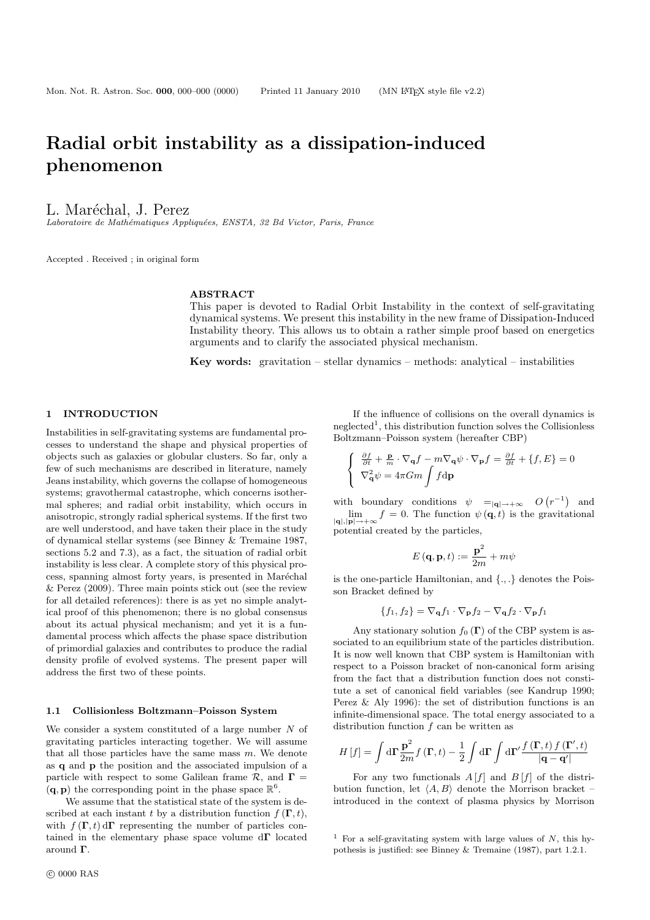# Radial orbit instability as a dissipation-induced phenomenon

L. Maréchal, J. Perez

*Laboratoire de Mathématiques Appliquées, ENSTA, 32 Bd Victor, Paris, France*

Accepted . Received ; in original form

## ABSTRACT

This paper is devoted to Radial Orbit Instability in the context of self-gravitating dynamical systems. We present this instability in the new frame of Dissipation-Induced Instability theory. This allows us to obtain a rather simple proof based on energetics arguments and to clarify the associated physical mechanism.

**Key words:** gravitation – stellar dynamics – methods: analytical – instabilities

## 1 INTRODUCTION

Instabilities in self-gravitating systems are fundamental processes to understand the shape and physical properties of objects such as galaxies or globular clusters. So far, only a few of such mechanisms are described in literature, namely Jeans instability, which governs the collapse of homogeneous systems; gravothermal catastrophe, which concerns isothermal spheres; and radial orbit instability, which occurs in anisotropic, strongly radial spherical systems. If the first two are well understood, and have taken their place in the study of dynamical stellar systems (see Binney & Tremaine 1987, sections 5.2 and 7.3), as a fact, the situation of radial orbit instability is less clear. A complete story of this physical process, spanning almost forty years, is presented in Maréchal & Perez (2009). Three main points stick out (see the review for all detailed references): there is as yet no simple analytical proof of this phenomenon; there is no global consensus about its actual physical mechanism; and yet it is a fundamental process which affects the phase space distribution of primordial galaxies and contributes to produce the radial density profile of evolved systems. The present paper will address the first two of these points.

### 1.1 Collisionless Boltzmann–Poisson System

We consider a system constituted of a large number $N$ of gravitating particles interacting together. We will assume that all those particles have the same mass $m$. We denote as $\mathbf{q}$ and $\mathbf{p}$ the position and the associated impulsion of a particle with respect to some Galilean frame $\mathcal{R}$, and $\mathbf{\Gamma} = (\mathbf{q}, \mathbf{p})$ the corresponding point in the phase space $\mathbb{R}^6$.

We assume that the statistical state of the system is described at each instant $t$ by a distribution function $f(\mathbf{\Gamma}, t)$, with $f(\mathbf{\Gamma}, t)\,\mathrm{d}\mathbf{\Gamma}$ representing the number of particles contained in the elementary phase space volume $\mathrm{d}\mathbf{\Gamma}$ located around $\mathbf{\Gamma}$.

If the influence of collisions on the overall dynamics is neglected[1], this distribution function solves the Collisionless Boltzmann–Poisson system (hereafter CBP)

$$\left\{ \begin{array}{l} \frac{\partial f}{\partial t} + \frac{\mathbf{p}}{m} \cdot \nabla_{\mathbf{q}} f - m \nabla_{\mathbf{q}} \psi \cdot \nabla_{\mathbf{p}} f = \frac{\partial f}{\partial t} + \{f, E\} = 0 \\ \nabla^2_{\mathbf{q}} \psi = 4\pi G m \displaystyle\int f \mathrm{d}\mathbf{p} \end{array} \right.$$

with boundary conditions $\psi =_{|\mathbf{q}| \to +\infty} O\left(r^{-1}\right)$ and $\lim_{|\mathbf{q}|, |\mathbf{p}| \to +\infty} f = 0$. The function $\psi(\mathbf{q}, t)$ is the gravitational potential created by the particles,

$$E(\mathbf{q}, \mathbf{p}, t) := \frac{\mathbf{p}^2}{2m} + m\psi$$

is the one-particle Hamiltonian, and $\{.,.\}$ denotes the Poisson Bracket defined by

$$\{f_1, f_2\} = \nabla_{\mathbf{q}} f_1 \cdot \nabla_{\mathbf{p}} f_2 - \nabla_{\mathbf{q}} f_2 \cdot \nabla_{\mathbf{p}} f_1$$

Any stationary solution $f_0(\mathbf{\Gamma})$ of the CBP system is associated to an equilibrium state of the particles distribution. It is now well known that CBP system is Hamiltonian with respect to a Poisson bracket of non-canonical form arising from the fact that a distribution function does not constitute a set of canonical field variables (see Kandrup 1990; Perez & Aly 1996): the set of distribution functions is an infinite-dimensional space. The total energy associated to a distribution function $f$ can be written as

$$H[f] = \int \mathrm{d}\mathbf{\Gamma} \frac{\mathbf{p}^2}{2m} f(\mathbf{\Gamma}, t) - \frac{1}{2} \int \mathrm{d}\mathbf{\Gamma} \int \mathrm{d}\mathbf{\Gamma}' \frac{f(\mathbf{\Gamma}, t)\, f(\mathbf{\Gamma}', t)}{|\mathbf{q} - \mathbf{q}'|}$$

For any two functionals $A[f]$ and $B[f]$ of the distribution function, let $\langle A, B \rangle$ denote the Morrison bracket – introduced in the context of plasma physics by Morrison

[1] For a self-gravitating system with large values of $N$, this hypothesis is justified: see Binney & Tremaine (1987), part 1.2.1.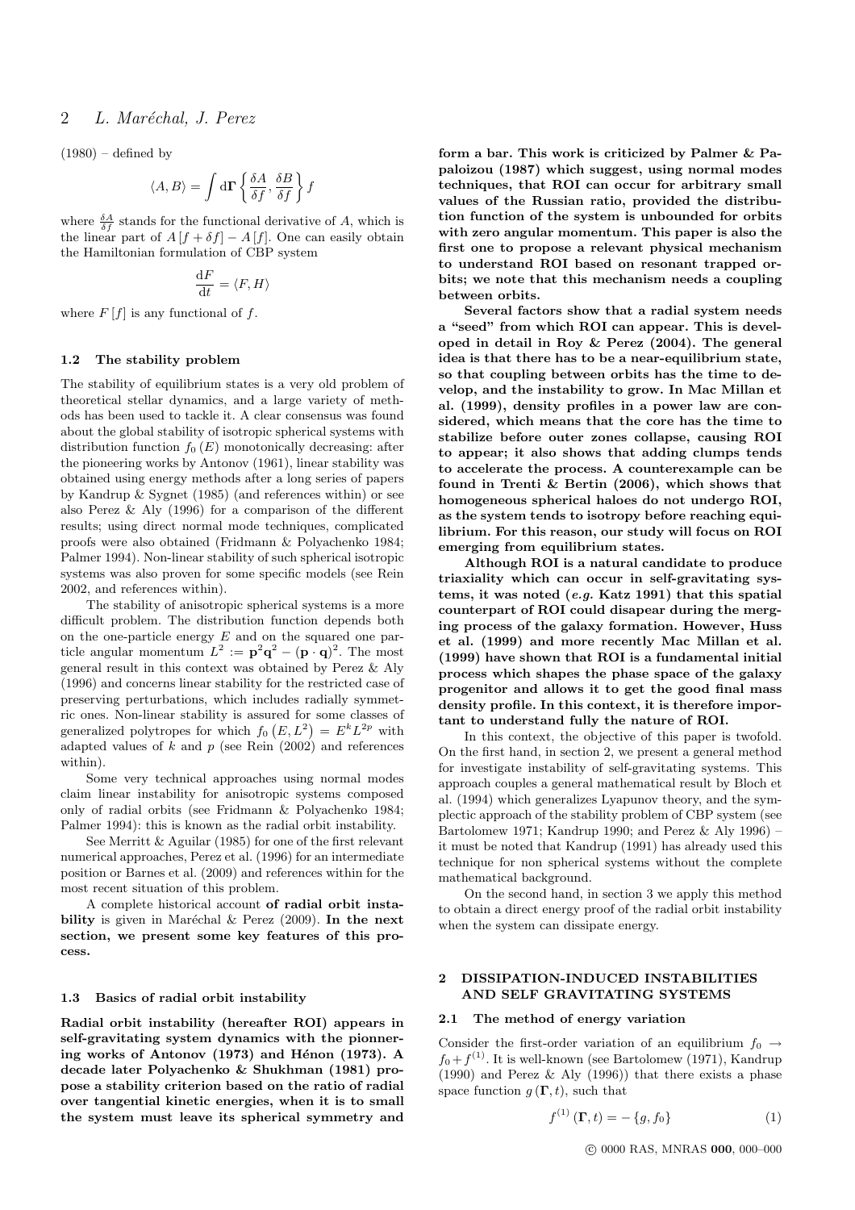(1980) – defined by

$$\langle A, B\rangle = \int \mathrm{d}\mathbf{\Gamma} \left\{ \frac{\delta A}{\delta f}, \frac{\delta B}{\delta f} \right\} f$$

where $\frac{\delta A}{\delta f}$ stands for the functional derivative of $A$, which is the linear part of $A[f+\delta f] - A[f]$. One can easily obtain the Hamiltonian formulation of CBP system

$$\frac{\mathrm{d}F}{\mathrm{d}t} = \langle F, H\rangle$$

where $F[f]$ is any functional of $f$.

### 1.2 The stability problem

The stability of equilibrium states is a very old problem of theoretical stellar dynamics, and a large variety of methods has been used to tackle it. A clear consensus was found about the global stability of isotropic spherical systems with distribution function $f_0(E)$ monotonically decreasing: after the pioneering works by Antonov (1961), linear stability was obtained using energy methods after a long series of papers by Kandrup & Sygnet (1985) (and references within) or see also Perez & Aly (1996) for a comparison of the different results; using direct normal mode techniques, complicated proofs were also obtained (Fridmann & Polyachenko 1984; Palmer 1994). Non-linear stability of such spherical isotropic systems was also proven for some specific models (see Rein 2002, and references within).

The stability of anisotropic spherical systems is a more difficult problem. The distribution function depends both on the one-particle energy $E$ and on the squared one particle angular momentum $L^2 := \mathbf{p}^2\mathbf{q}^2 - (\mathbf{p}\cdot\mathbf{q})^2$. The most general result in this context was obtained by Perez & Aly (1996) and concerns linear stability for the restricted case of preserving perturbations, which includes radially symmetric ones. Non-linear stability is assured for some classes of generalized polytropes for which $f_0(E, L^2) = E^k L^{2p}$ with adapted values of $k$ and $p$ (see Rein (2002) and references within).

Some very technical approaches using normal modes claim linear instability for anisotropic systems composed only of radial orbits (see Fridmann & Polyachenko 1984; Palmer 1994): this is known as the radial orbit instability.

See Merritt & Aguilar (1985) for one of the first relevant numerical approaches, Perez et al. (1996) for an intermediate position or Barnes et al. (2009) and references within for the most recent situation of this problem.

A complete historical account **of radial orbit instability** is given in Maréchal & Perez (2009). **In the next section, we present some key features of this process.**

### 1.3 Basics of radial orbit instability

**Radial orbit instability (hereafter ROI) appears in self-gravitating system dynamics with the pionnering works of Antonov (1973) and Hénon (1973). A decade later Polyachenko & Shukhman (1981) propose a stability criterion based on the ratio of radial over tangential kinetic energies, when it is to small the system must leave its spherical symmetry and form a bar. This work is criticized by Palmer & Papaloizou (1987) which suggest, using normal modes techniques, that ROI can occur for arbitrary small values of the Russian ratio, provided the distribution function of the system is unbounded for orbits with zero angular momentum. This paper is also the first one to propose a relevant physical mechanism to understand ROI based on resonant trapped orbits; we note that this mechanism needs a coupling between orbits.**

**Several factors show that a radial system needs a "seed" from which ROI can appear. This is developed in detail in Roy & Perez (2004). The general idea is that there has to be a near-equilibrium state, so that coupling between orbits has the time to develop, and the instability to grow. In Mac Millan et al. (1999), density profiles in a power law are considered, which means that the core has the time to stabilize before outer zones collapse, causing ROI to appear; it also shows that adding clumps tends to accelerate the process. A counterexample can be found in Trenti & Bertin (2006), which shows that homogeneous spherical haloes do not undergo ROI, as the system tends to isotropy before reaching equilibrium. For this reason, our study will focus on ROI emerging from equilibrium states.**

**Although ROI is a natural candidate to produce triaxiality which can occur in self-gravitating systems, it was noted (*e.g.* Katz 1991) that this spatial counterpart of ROI could disapear during the merging process of the galaxy formation. However, Huss et al. (1999) and more recently Mac Millan et al. (1999) have shown that ROI is a fundamental initial process which shapes the phase space of the galaxy progenitor and allows it to get the good final mass density profile. In this context, it is therefore important to understand fully the nature of ROI.**

In this context, the objective of this paper is twofold. On the first hand, in section 2, we present a general method for investigate instability of self-gravitating systems. This approach couples a general mathematical result by Bloch et al. (1994) which generalizes Lyapunov theory, and the symplectic approach of the stability problem of CBP system (see Bartolomew 1971; Kandrup 1990; and Perez & Aly 1996) – it must be noted that Kandrup (1991) has already used this technique for non spherical systems without the complete mathematical background.

On the second hand, in section 3 we apply this method to obtain a direct energy proof of the radial orbit instability when the system can dissipate energy.

## 2 DISSIPATION-INDUCED INSTABILITIES AND SELF GRAVITATING SYSTEMS

### 2.1 The method of energy variation

Consider the first-order variation of an equilibrium $f_0 \to f_0 + f^{(1)}$. It is well-known (see Bartolomew (1971), Kandrup (1990) and Perez & Aly (1996)) that there exists a phase space function $g(\mathbf{\Gamma}, t)$, such that

$$f^{(1)}(\mathbf{\Gamma}, t) = -\{g, f_0\} \tag{1}$$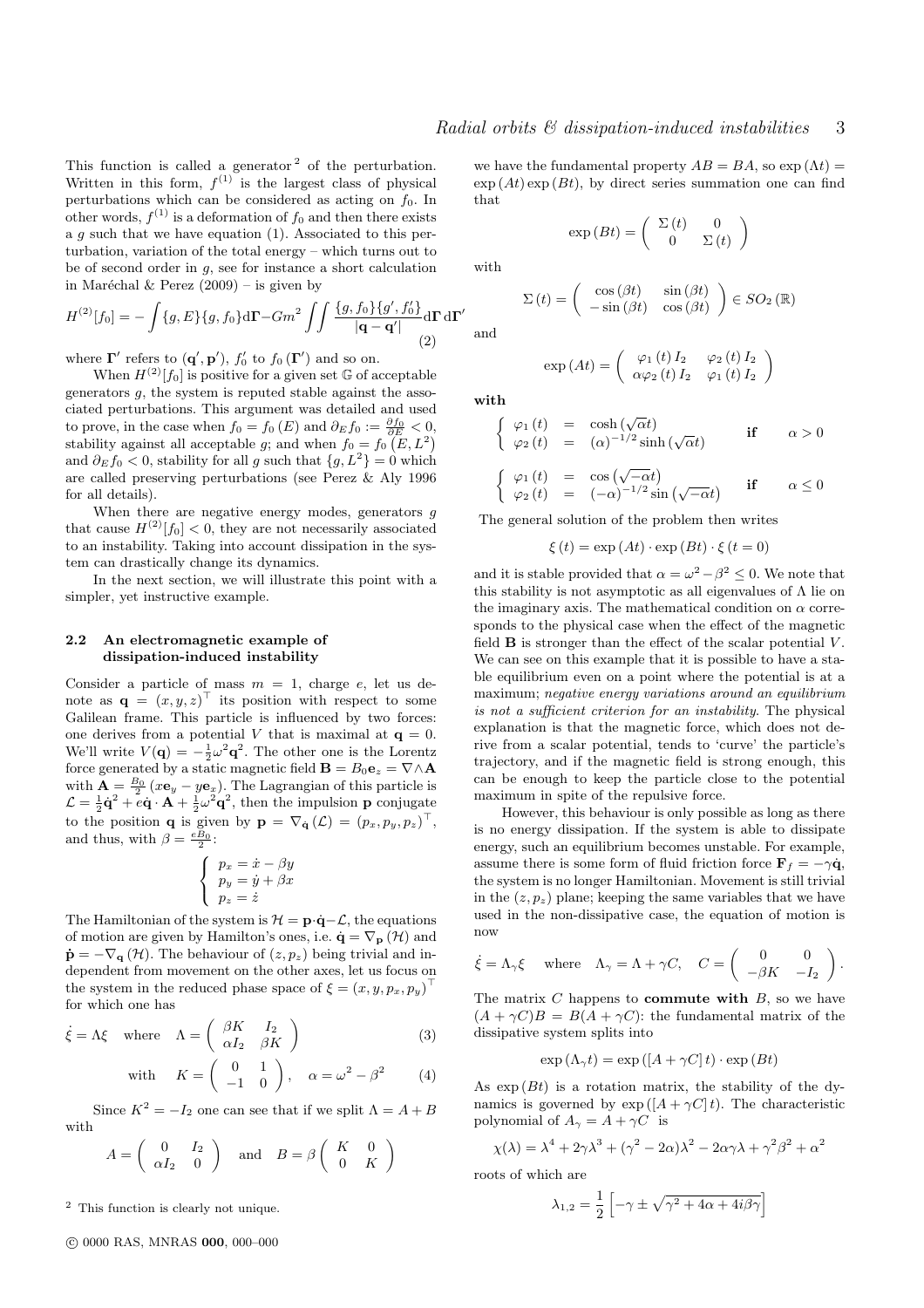This function is called a generator [2] of the perturbation. Written in this form, $f^{(1)}$ is the largest class of physical perturbations which can be considered as acting on $f_0$. In other words, $f^{(1)}$ is a deformation of $f_0$ and then there exists a $g$ such that we have equation (1). Associated to this perturbation, variation of the total energy – which turns out to be of second order in $g$, see for instance a short calculation in Maréchal & Perez (2009) – is given by

$$H^{(2)}[f_0] = -\int \{g, E\}\{g, f_0\}\mathrm{d}\mathbf{\Gamma} - Gm^2 \iint \frac{\{g, f_0\}\{g', f_0'\}}{|\mathbf{q}-\mathbf{q}'|}\mathrm{d}\mathbf{\Gamma}\,\mathrm{d}\mathbf{\Gamma}' \quad (2)$$

where $\mathbf{\Gamma}'$ refers to $(\mathbf{q}', \mathbf{p}')$, $f_0'$ to $f_0(\mathbf{\Gamma}')$ and so on.

When $H^{(2)}[f_0]$ is positive for a given set $\mathbb{G}$ of acceptable generators $g$, the system is reputed stable against the associated perturbations. This argument was detailed and used to prove, in the case when $f_0 = f_0(E)$ and $\partial_E f_0 := \frac{\partial f_0}{\partial E} < 0$, stability against all acceptable $g$; and when $f_0 = f_0(E, L^2)$ and $\partial_E f_0 < 0$, stability for all $g$ such that $\{g, L^2\} = 0$ which are called preserving perturbations (see Perez & Aly 1996 for all details).

When there are negative energy modes, generators $g$ that cause $H^{(2)}[f_0] < 0$, they are not necessarily associated to an instability. Taking into account dissipation in the system can drastically change its dynamics.

In the next section, we will illustrate this point with a simpler, yet instructive example.

### 2.2 An electromagnetic example of dissipation-induced instability

Consider a particle of mass $m = 1$, charge $e$, let us denote as $\mathbf{q} = (x, y, z)^\top$ its position with respect to some Galilean frame. This particle is influenced by two forces: one derives from a potential $V$ that is maximal at $\mathbf{q} = 0$. We'll write $V(\mathbf{q}) = -\frac{1}{2}\omega^2\mathbf{q}^2$. The other one is the Lorentz force generated by a static magnetic field $\mathbf{B} = B_0\mathbf{e}_z = \nabla\wedge\mathbf{A}$ with $\mathbf{A} = \frac{B_0}{2}(x\mathbf{e}_y - y\mathbf{e}_x)$. The Lagrangian of this particle is $\mathcal{L} = \frac{1}{2}\dot{\mathbf{q}}^2 + e\dot{\mathbf{q}}\cdot\mathbf{A} + \frac{1}{2}\omega^2\mathbf{q}^2$, then the impulsion $\mathbf{p}$ conjugate to the position $\mathbf{q}$ is given by $\mathbf{p} = \nabla_{\dot{\mathbf{q}}}(\mathcal{L}) = (p_x, p_y, p_z)^\top$, and thus, with $\beta = \frac{eB_0}{2}$:

$$\begin{cases} p_x = \dot{x} - \beta y \\ p_y = \dot{y} + \beta x \\ p_z = \dot{z} \end{cases}$$

The Hamiltonian of the system is $\mathcal{H} = \mathbf{p}\cdot\dot{\mathbf{q}} - \mathcal{L}$, the equations of motion are given by Hamilton's ones, i.e. $\dot{\mathbf{q}} = \nabla_{\mathbf{p}}(\mathcal{H})$ and $\dot{\mathbf{p}} = -\nabla_{\mathbf{q}}(\mathcal{H})$. The behaviour of $(z, p_z)$ being trivial and independent from movement on the other axes, let us focus on the system in the reduced phase space of $\xi = (x, y, p_x, p_y)^\top$ for which one has

$$\dot{\xi} = \Lambda\xi \quad \text{where} \quad \Lambda = \begin{pmatrix} \beta K & I_2 \\ \alpha I_2 & \beta K \end{pmatrix} \quad (3)$$

$$\text{with} \quad K = \begin{pmatrix} 0 & 1 \\ -1 & 0 \end{pmatrix}, \quad \alpha = \omega^2 - \beta^2 \quad (4)$$

Since $K^2 = -I_2$ one can see that if we split $\Lambda = A + B$ with

$$A = \begin{pmatrix} 0 & I_2 \\ \alpha I_2 & 0 \end{pmatrix} \quad \text{and} \quad B = \beta\begin{pmatrix} K & 0 \\ 0 & K \end{pmatrix}$$

we have the fundamental property $AB = BA$, so $\exp(\Lambda t) = \exp(At)\exp(Bt)$, by direct series summation one can find that

$$\exp(Bt) = \begin{pmatrix} \Sigma(t) & 0 \\ 0 & \Sigma(t) \end{pmatrix}$$

with

$$\Sigma(t) = \begin{pmatrix} \cos(\beta t) & \sin(\beta t) \\ -\sin(\beta t) & \cos(\beta t) \end{pmatrix} \in SO_2(\mathbb{R})$$

and

$$\exp(At) = \begin{pmatrix} \varphi_1(t) I_2 & \varphi_2(t) I_2 \\ \alpha\varphi_2(t) I_2 & \varphi_1(t) I_2 \end{pmatrix}$$

**with**

$$\begin{cases} \varphi_1(t) = \cosh(\sqrt{\alpha}t) \\ \varphi_2(t) = (\alpha)^{-1/2}\sinh(\sqrt{\alpha}t) \end{cases} \quad \textbf{if} \quad \alpha > 0$$

$$\begin{cases} \varphi_1(t) = \cos(\sqrt{-\alpha}t) \\ \varphi_2(t) = (-\alpha)^{-1/2}\sin(\sqrt{-\alpha}t) \end{cases} \quad \textbf{if} \quad \alpha \leq 0$$

The general solution of the problem then writes

$$\xi(t) = \exp(At)\cdot\exp(Bt)\cdot\xi(t=0)$$

and it is stable provided that $\alpha = \omega^2 - \beta^2 \leq 0$. We note that this stability is not asymptotic as all eigenvalues of $\Lambda$ lie on the imaginary axis. The mathematical condition on $\alpha$ corresponds to the physical case when the effect of the magnetic field $\mathbf{B}$ is stronger than the effect of the scalar potential $V$. We can see on this example that it is possible to have a stable equilibrium even on a point where the potential is at a maximum; *negative energy variations around an equilibrium is not a sufficient criterion for an instability.* The physical explanation is that the magnetic force, which does not derive from a scalar potential, tends to 'curve' the particle's trajectory, and if the magnetic field is strong enough, this can be enough to keep the particle close to the potential maximum in spite of the repulsive force.

However, this behaviour is only possible as long as there is no energy dissipation. If the system is able to dissipate energy, such an equilibrium becomes unstable. For example, assume there is some form of fluid friction force $\mathbf{F}_f = -\gamma\dot{\mathbf{q}}$, the system is no longer Hamiltonian. Movement is still trivial in the $(z, p_z)$ plane; keeping the same variables that we have used in the non-dissipative case, the equation of motion is now

$$\dot{\xi} = \Lambda_\gamma\xi \quad \text{where} \quad \Lambda_\gamma = \Lambda + \gamma C, \quad C = \begin{pmatrix} 0 & 0 \\ -\beta K & -I_2 \end{pmatrix}.$$

The matrix $C$ happens to **commute with** $B$, so we have $(A + \gamma C)B = B(A + \gamma C)$: the fundamental matrix of the dissipative system splits into

$$\exp(\Lambda_\gamma t) = \exp([A + \gamma C]\,t)\cdot\exp(Bt)$$

As $\exp(Bt)$ is a rotation matrix, the stability of the dynamics is governed by $\exp([A + \gamma C]\,t)$. The characteristic polynomial of $A_\gamma = A + \gamma C$ is

$$\chi(\lambda) = \lambda^4 + 2\gamma\lambda^3 + (\gamma^2 - 2\alpha)\lambda^2 - 2\alpha\gamma\lambda + \gamma^2\beta^2 + \alpha^2$$

roots of which are

$$\lambda_{1,2} = \frac{1}{2}\left[-\gamma \pm \sqrt{\gamma^2 + 4\alpha + 4i\beta\gamma}\right]$$

[2] This function is clearly not unique.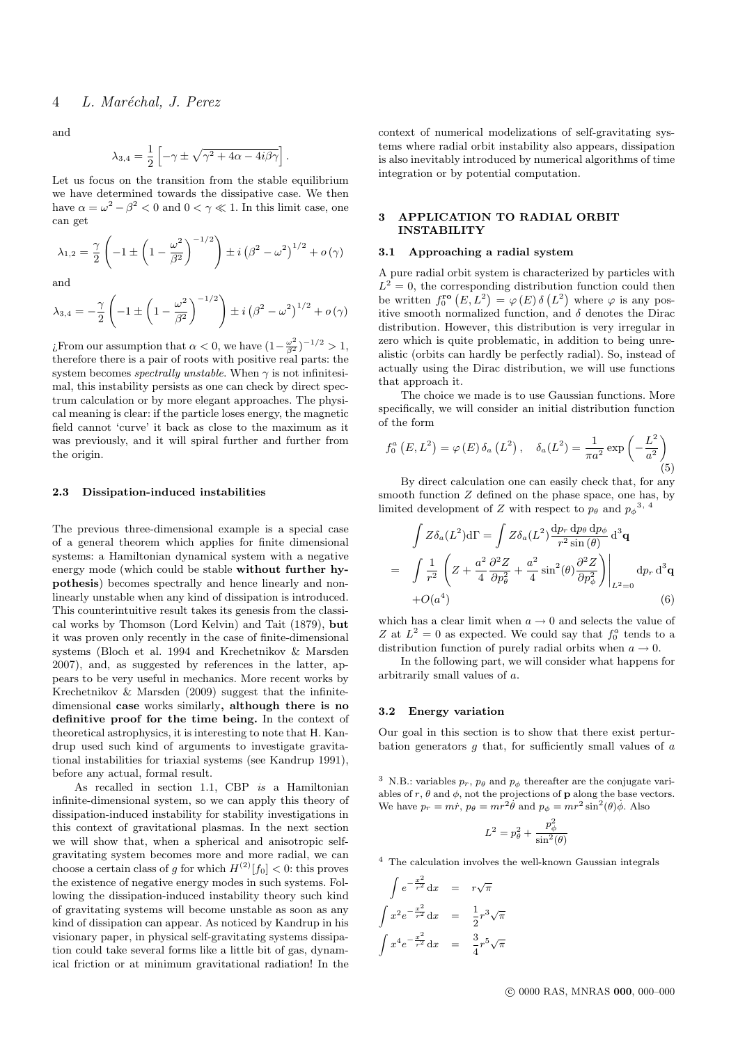and

$$\lambda_{3,4} = \frac{1}{2}\left[-\gamma \pm \sqrt{\gamma^2 + 4\alpha - 4i\beta\gamma}\right].$$

Let us focus on the transition from the stable equilibrium we have determined towards the dissipative case. We then have $\alpha = \omega^2 - \beta^2 < 0$ and $0 < \gamma \ll 1$. In this limit case, one can get

$$\lambda_{1,2} = \frac{\gamma}{2}\left(-1 \pm \left(1 - \frac{\omega^2}{\beta^2}\right)^{-1/2}\right) \pm i\left(\beta^2 - \omega^2\right)^{1/2} + o\left(\gamma\right)$$

and

$$\lambda_{3,4} = -\frac{\gamma}{2}\left(-1 \pm \left(1 - \frac{\omega^2}{\beta^2}\right)^{-1/2}\right) \pm i\left(\beta^2 - \omega^2\right)^{1/2} + o\left(\gamma\right)$$

¿From our assumption that $\alpha < 0$, we have $(1 - \frac{\omega^2}{\beta^2})^{-1/2} > 1$, therefore there is a pair of roots with positive real parts: the system becomes *spectrally unstable*. When $\gamma$ is not infinitesimal, this instability persists as one can check by direct spectrum calculation or by more elegant approaches. The physical meaning is clear: if the particle loses energy, the magnetic field cannot 'curve' it back as close to the maximum as it was previously, and it will spiral further and further from the origin.

### 2.3 Dissipation-induced instabilities

The previous three-dimensional example is a special case of a general theorem which applies for finite dimensional systems: a Hamiltonian dynamical system with a negative energy mode (which could be stable **without further hypothesis**) becomes spectrally and hence linearly and nonlinearly unstable when any kind of dissipation is introduced. This counterintuitive result takes its genesis from the classical works by Thomson (Lord Kelvin) and Tait (1879), **but** it was proven only recently in the case of finite-dimensional systems (Bloch et al. 1994 and Krechetnikov & Marsden 2007), and, as suggested by references in the latter, appears to be very useful in mechanics. More recent works by Krechetnikov & Marsden (2009) suggest that the infinite-dimensional **case** works similarly**, although there is no definitive proof for the time being.** In the context of theoretical astrophysics, it is interesting to note that H. Kandrup used such kind of arguments to investigate gravitational instabilities for triaxial systems (see Kandrup 1991), before any actual, formal result.

As recalled in section 1.1, CBP *is* a Hamiltonian infinite-dimensional system, so we can apply this theory of dissipation-induced instability for stability investigations in this context of gravitational plasmas. In the next section we will show that, when a spherical and anisotropic self-gravitating system becomes more and more radial, we can choose a certain class of $g$ for which $H^{(2)}[f_0] < 0$: this proves the existence of negative energy modes in such systems. Following the dissipation-induced instability theory such kind of gravitating systems will become unstable as soon as any kind of dissipation can appear. As noticed by Kandrup in his visionary paper, in physical self-gravitating systems dissipation could take several forms like a little bit of gas, dynamical friction or at minimum gravitational radiation! In the context of numerical modelizations of self-gravitating systems where radial orbit instability also appears, dissipation is also inevitably introduced by numerical algorithms of time integration or by potential computation.

## 3 APPLICATION TO RADIAL ORBIT INSTABILITY

### 3.1 Approaching a radial system

A pure radial orbit system is characterized by particles with $L^2 = 0$, the corresponding distribution function could then be written $f_0^{\mathbf{ro}}\left(E, L^2\right) = \varphi\left(E\right)\delta\left(L^2\right)$ where $\varphi$ is any positive smooth normalized function, and $\delta$ denotes the Dirac distribution. However, this distribution is very irregular in zero which is quite problematic, in addition to being unrealistic (orbits can hardly be perfectly radial). So, instead of actually using the Dirac distribution, we will use functions that approach it.

The choice we made is to use Gaussian functions. More specifically, we will consider an initial distribution function of the form

$$f_0^a\left(E, L^2\right) = \varphi\left(E\right)\delta_a\left(L^2\right), \quad \delta_a(L^2) = \frac{1}{\pi a^2}\exp\left(-\frac{L^2}{a^2}\right) \tag{5}$$

By direct calculation one can easily check that, for any smooth function $Z$ defined on the phase space, one has, by limited development of $Z$ with respect to $p_\theta$ and $p_\phi$ [3, 4]

$$\begin{aligned}
&\int Z\delta_a(L^2)\mathrm{d}\Gamma = \int Z\delta_a(L^2)\frac{\mathrm{d}p_r\,\mathrm{d}p_\theta\,\mathrm{d}p_\phi}{r^2\sin\left(\theta\right)}\,\mathrm{d}^3\mathbf{q} \\
= &\int \frac{1}{r^2}\left(Z + \frac{a^2}{4}\frac{\partial^2 Z}{\partial p_\theta^2} + \frac{a^2}{4}\sin^2(\theta)\frac{\partial^2 Z}{\partial p_\phi^2}\right)\Bigg|_{L^2=0}\mathrm{d}p_r\,\mathrm{d}^3\mathbf{q} \\
&+O(a^4)
\end{aligned} \tag{6}$$

which has a clear limit when $a \to 0$ and selects the value of $Z$ at $L^2 = 0$ as expected. We could say that $f_0^a$ tends to a distribution function of purely radial orbits when $a \to 0$.

In the following part, we will consider what happens for arbitrarily small values of $a$.

### 3.2 Energy variation

Our goal in this section is to show that there exist perturbation generators $g$ that, for sufficiently small values of $a$

---

[3] N.B.: variables $p_r$, $p_\theta$ and $p_\phi$ thereafter are the conjugate variables of $r$, $\theta$ and $\phi$, not the projections of $\mathbf{p}$ along the base vectors. We have $p_r = m\dot{r}$, $p_\theta = mr^2\dot{\theta}$ and $p_\phi = mr^2\sin^2(\theta)\dot{\phi}$. Also

$$L^2 = p_\theta^2 + \frac{p_\phi^2}{\sin^2(\theta)}$$

[4] The calculation involves the well-known Gaussian integrals

$$\begin{aligned}
\int e^{-\frac{x^2}{r^2}}\mathrm{d}x &= r\sqrt{\pi} \\
\int x^2 e^{-\frac{x^2}{r^2}}\mathrm{d}x &= \frac{1}{2}r^3\sqrt{\pi} \\
\int x^4 e^{-\frac{x^2}{r^2}}\mathrm{d}x &= \frac{3}{4}r^5\sqrt{\pi}
\end{aligned}$$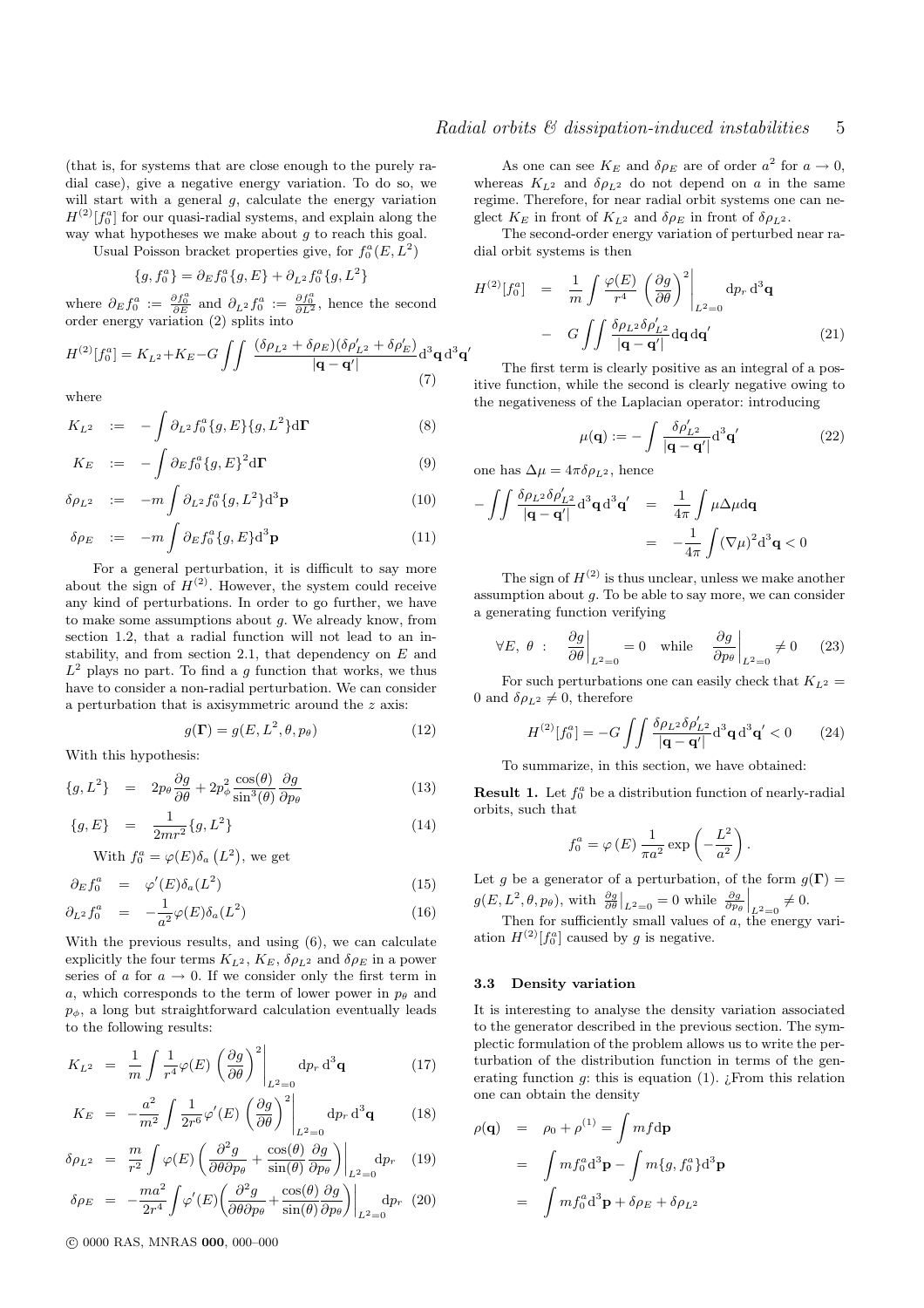(that is, for systems that are close enough to the purely radial case), give a negative energy variation. To do so, we will start with a general $g$, calculate the energy variation $H^{(2)}[f_0^a]$ for our quasi-radial systems, and explain along the way what hypotheses we make about $g$ to reach this goal.

Usual Poisson bracket properties give, for $f_0^a(E, L^2)$

$$\{g, f_0^a\} = \partial_E f_0^a \{g, E\} + \partial_{L^2} f_0^a \{g, L^2\}$$

where $\partial_E f_0^a := \frac{\partial f_0^a}{\partial E}$ and $\partial_{L^2} f_0^a := \frac{\partial f_0^a}{\partial L^2}$, hence the second order energy variation (2) splits into

$$H^{(2)}[f_0^a] = K_{L^2} + K_E - G \iint \frac{(\delta\rho_{L^2} + \delta\rho_E)(\delta\rho'_{L^2} + \delta\rho'_E)}{|\mathbf{q} - \mathbf{q}'|} \mathrm{d}^3\mathbf{q}\,\mathrm{d}^3\mathbf{q}' \tag{7}$$

where

$$K_{L^2} := -\int \partial_{L^2} f_0^a \{g, E\}\{g, L^2\} \mathrm{d}\mathbf{\Gamma} \tag{8}$$

$$K_E := -\int \partial_E f_0^a \{g, E\}^2 \mathrm{d}\mathbf{\Gamma} \tag{9}$$

$$\delta\rho_{L^2} := -m \int \partial_{L^2} f_0^a \{g, L^2\} \mathrm{d}^3\mathbf{p} \tag{10}$$

$$\delta\rho_E := -m \int \partial_E f_0^a \{g, E\} \mathrm{d}^3\mathbf{p} \tag{11}$$

For a general perturbation, it is difficult to say more about the sign of $H^{(2)}$. However, the system could receive any kind of perturbations. In order to go further, we have to make some assumptions about $g$. We already know, from section 1.2, that a radial function will not lead to an instability, and from section 2.1, that dependency on $E$ and $L^2$ plays no part. To find a $g$ function that works, we thus have to consider a non-radial perturbation. We can consider a perturbation that is axisymmetric around the $z$ axis:

$$g(\mathbf{\Gamma}) = g(E, L^2, \theta, p_\theta) \tag{12}$$

With this hypothesis:

$$\{g, L^2\} = 2p_\theta \frac{\partial g}{\partial \theta} + 2p_\phi^2 \frac{\cos(\theta)}{\sin^3(\theta)} \frac{\partial g}{\partial p_\theta} \tag{13}$$

$$\{g, E\} = \frac{1}{2mr^2}\{g, L^2\} \tag{14}$$

With $f_0^a = \varphi(E)\delta_a(L^2)$, we get

$$\partial_E f_0^a = \varphi'(E)\delta_a(L^2) \tag{15}$$

$$\partial_{L^2} f_0^a = -\frac{1}{a^2}\varphi(E)\delta_a(L^2) \tag{16}$$

With the previous results, and using (6), we can calculate explicitly the four terms $K_{L^2}$, $K_E$, $\delta\rho_{L^2}$ and $\delta\rho_E$ in a power series of $a$ for $a \to 0$. If we consider only the first term in $a$, which corresponds to the term of lower power in $p_\theta$ and $p_\phi$, a long but straightforward calculation eventually leads to the following results:

$$K_{L^2} = \frac{1}{m}\int \frac{1}{r^4}\varphi(E)\left(\frac{\partial g}{\partial \theta}\right)^2\Bigg|_{L^2=0} \mathrm{d}p_r\,\mathrm{d}^3\mathbf{q} \tag{17}$$

$$K_E = -\frac{a^2}{m^2}\int \frac{1}{2r^6}\varphi'(E)\left(\frac{\partial g}{\partial \theta}\right)^2\Bigg|_{L^2=0} \mathrm{d}p_r\,\mathrm{d}^3\mathbf{q} \tag{18}$$

$$\delta\rho_{L^2} = \frac{m}{r^2}\int \varphi(E)\left(\frac{\partial^2 g}{\partial\theta\partial p_\theta} + \frac{\cos(\theta)}{\sin(\theta)}\frac{\partial g}{\partial p_\theta}\right)\Bigg|_{L^2=0} \mathrm{d}p_r \tag{19}$$

$$\delta\rho_E = -\frac{ma^2}{2r^4}\int \varphi'(E)\left(\frac{\partial^2 g}{\partial\theta\partial p_\theta} + \frac{\cos(\theta)}{\sin(\theta)}\frac{\partial g}{\partial p_\theta}\right)\Bigg|_{L^2=0} \mathrm{d}p_r \tag{20}$$

As one can see $K_E$ and $\delta\rho_E$ are of order $a^2$ for $a \to 0$, whereas $K_{L^2}$ and $\delta\rho_{L^2}$ do not depend on $a$ in the same regime. Therefore, for near radial orbit systems one can neglect $K_E$ in front of $K_{L^2}$ and $\delta\rho_E$ in front of $\delta\rho_{L^2}$.

The second-order energy variation of perturbed near radial orbit systems is then

$$\begin{aligned} H^{(2)}[f_0^a] &= \frac{1}{m}\int \frac{\varphi(E)}{r^4}\left(\frac{\partial g}{\partial \theta}\right)^2\Bigg|_{L^2=0} \mathrm{d}p_r\,\mathrm{d}^3\mathbf{q} \\ &- G\iint \frac{\delta\rho_{L^2}\delta\rho'_{L^2}}{|\mathbf{q} - \mathbf{q}'|}\mathrm{d}\mathbf{q}\,\mathrm{d}\mathbf{q}' \end{aligned} \tag{21}$$

The first term is clearly positive as an integral of a positive function, while the second is clearly negative owing to the negativeness of the Laplacian operator: introducing

$$\mu(\mathbf{q}) := -\int \frac{\delta\rho'_{L^2}}{|\mathbf{q} - \mathbf{q}'|}\mathrm{d}^3\mathbf{q}' \tag{22}$$

one has $\Delta\mu = 4\pi\delta\rho_{L^2}$, hence

$$\begin{aligned} -\iint \frac{\delta\rho_{L^2}\delta\rho'_{L^2}}{|\mathbf{q} - \mathbf{q}'|}\mathrm{d}^3\mathbf{q}\,\mathrm{d}^3\mathbf{q}' &= \frac{1}{4\pi}\int \mu\Delta\mu\,\mathrm{d}\mathbf{q} \\ &= -\frac{1}{4\pi}\int (\nabla\mu)^2\mathrm{d}^3\mathbf{q} < 0 \end{aligned}$$

The sign of $H^{(2)}$ is thus unclear, unless we make another assumption about $g$. To be able to say more, we can consider a generating function verifying

$$\forall E,\ \theta\ :\quad \frac{\partial g}{\partial \theta}\Bigg|_{L^2=0} = 0 \quad \text{while} \quad \frac{\partial g}{\partial p_\theta}\Bigg|_{L^2=0} \neq 0 \tag{23}$$

For such perturbations one can easily check that $K_{L^2} = 0$ and $\delta\rho_{L^2} \neq 0$, therefore

$$H^{(2)}[f_0^a] = -G\iint \frac{\delta\rho_{L^2}\delta\rho'_{L^2}}{|\mathbf{q} - \mathbf{q}'|}\mathrm{d}^3\mathbf{q}\,\mathrm{d}^3\mathbf{q}' < 0 \tag{24}$$

To summarize, in this section, we have obtained:

**Result 1.** Let $f_0^a$ be a distribution function of nearly-radial orbits, such that

$$f_0^a = \varphi(E)\frac{1}{\pi a^2}\exp\left(-\frac{L^2}{a^2}\right).$$

Let $g$ be a generator of a perturbation, of the form $g(\mathbf{\Gamma}) = g(E, L^2, \theta, p_\theta)$, with $\frac{\partial g}{\partial \theta}\big|_{L^2=0} = 0$ while $\frac{\partial g}{\partial p_\theta}\Big|_{L^2=0} \neq 0$.

Then for sufficiently small values of $a$, the energy variation $H^{(2)}[f_0^a]$ caused by $g$ is negative.

### 3.3 Density variation

It is interesting to analyse the density variation associated to the generator described in the previous section. The symplectic formulation of the problem allows us to write the perturbation of the distribution function in terms of the generating function $g$: this is equation (1). ¿From this relation one can obtain the density

$$\begin{aligned} \rho(\mathbf{q}) &= \rho_0 + \rho^{(1)} = \int mf\mathrm{d}\mathbf{p} \\ &= \int mf_0^a\mathrm{d}^3\mathbf{p} - \int m\{g, f_0^a\}\mathrm{d}^3\mathbf{p} \\ &= \int mf_0^a\mathrm{d}^3\mathbf{p} + \delta\rho_E + \delta\rho_{L^2} \end{aligned}$$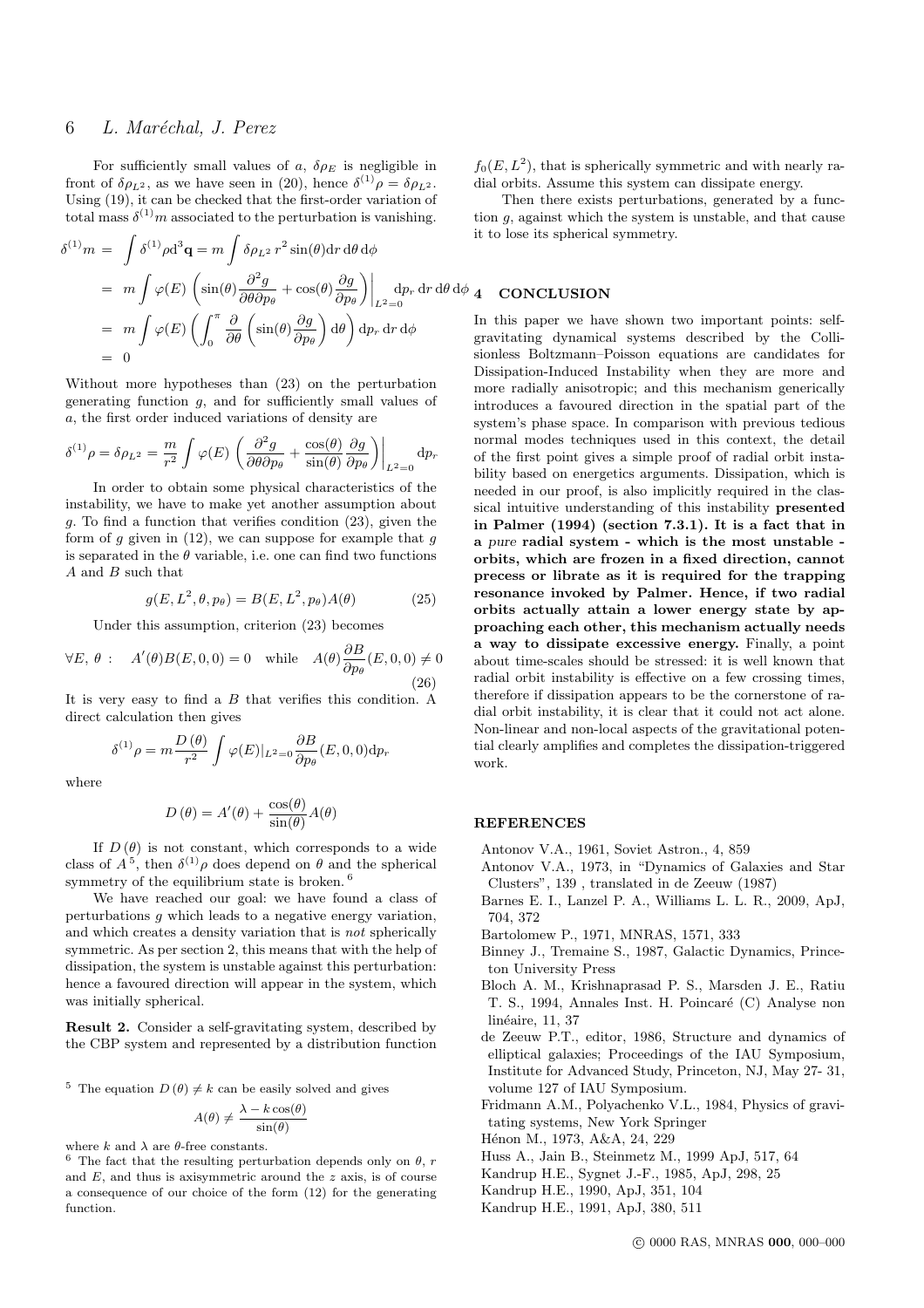For sufficiently small values of $a$, $\delta\rho_E$ is negligible in front of $\delta\rho_{L^2}$, as we have seen in (20), hence $\delta^{(1)}\rho = \delta\rho_{L^2}$. Using (19), it can be checked that the first-order variation of total mass $\delta^{(1)}m$ associated to the perturbation is vanishing.

$$\begin{aligned}
\delta^{(1)}m &= \int \delta^{(1)}\rho \mathrm{d}^3\mathbf{q} = m\int \delta\rho_{L^2}\, r^2\sin(\theta)\mathrm{d}r\,\mathrm{d}\theta\,\mathrm{d}\phi \\
&= m\int \varphi(E)\left(\sin(\theta)\frac{\partial^2 g}{\partial\theta\partial p_\theta} + \cos(\theta)\frac{\partial g}{\partial p_\theta}\right)\bigg|_{L^2=0}\mathrm{d}p_r\,\mathrm{d}r\,\mathrm{d}\theta\,\mathrm{d}\phi \\
&= m\int \varphi(E)\left(\int_0^\pi \frac{\partial}{\partial\theta}\left(\sin(\theta)\frac{\partial g}{\partial p_\theta}\right)\mathrm{d}\theta\right)\mathrm{d}p_r\,\mathrm{d}r\,\mathrm{d}\phi \\
&= 0
\end{aligned}$$

Without more hypotheses than (23) on the perturbation generating function $g$, and for sufficiently small values of $a$, the first order induced variations of density are

$$\delta^{(1)}\rho = \delta\rho_{L^2} = \frac{m}{r^2}\int \varphi(E)\left(\frac{\partial^2 g}{\partial\theta\partial p_\theta} + \frac{\cos(\theta)}{\sin(\theta)}\frac{\partial g}{\partial p_\theta}\right)\bigg|_{L^2=0}\mathrm{d}p_r$$

In order to obtain some physical characteristics of the instability, we have to make yet another assumption about $g$. To find a function that verifies condition (23), given the form of $g$ given in (12), we can suppose for example that $g$ is separated in the $\theta$ variable, i.e. one can find two functions $A$ and $B$ such that

$$g(E, L^2, \theta, p_\theta) = B(E, L^2, p_\theta)A(\theta) \tag{25}$$

Under this assumption, criterion (23) becomes

$$\forall E,\ \theta:\quad A'(\theta)B(E,0,0) = 0 \quad\text{while}\quad A(\theta)\frac{\partial B}{\partial p_\theta}(E,0,0) \neq 0 \tag{26}$$

It is very easy to find a $B$ that verifies this condition. A direct calculation then gives

$$\delta^{(1)}\rho = m\frac{D(\theta)}{r^2}\int \varphi(E)|_{L^2=0}\frac{\partial B}{\partial p_\theta}(E,0,0)\mathrm{d}p_r$$

where

$$D(\theta) = A'(\theta) + \frac{\cos(\theta)}{\sin(\theta)}A(\theta)$$

If $D(\theta)$ is not constant, which corresponds to a wide class of $A$[5], then $\delta^{(1)}\rho$ does depend on $\theta$ and the spherical symmetry of the equilibrium state is broken.[6]

We have reached our goal: we have found a class of perturbations $g$ which leads to a negative energy variation, and which creates a density variation that is *not* spherically symmetric. As per section 2, this means that with the help of dissipation, the system is unstable against this perturbation: hence a favoured direction will appear in the system, which was initially spherical.

**Result 2.** Consider a self-gravitating system, described by the CBP system and represented by a distribution function $f_0(E, L^2)$, that is spherically symmetric and with nearly radial orbits. Assume this system can dissipate energy.

Then there exists perturbations, generated by a function $g$, against which the system is unstable, and that cause it to lose its spherical symmetry.

## 4 CONCLUSION

In this paper we have shown two important points: self-gravitating dynamical systems described by the Collisionless Boltzmann–Poisson equations are candidates for Dissipation-Induced Instability when they are more and more radially anisotropic; and this mechanism generically introduces a favoured direction in the spatial part of the system's phase space. In comparison with previous tedious normal modes techniques used in this context, the detail of the first point gives a simple proof of radial orbit instability based on energetics arguments. Dissipation, which is needed in our proof, is also implicitly required in the classical intuitive understanding of this instability **presented in Palmer (1994) (section 7.3.1). It is a fact that in a *pure* radial system - which is the most unstable - orbits, which are frozen in a fixed direction, cannot precess or librate as it is required for the trapping resonance invoked by Palmer. Hence, if two radial orbits actually attain a lower energy state by approaching each other, this mechanism actually needs a way to dissipate excessive energy.** Finally, a point about time-scales should be stressed: it is well known that radial orbit instability is effective on a few crossing times, therefore if dissipation appears to be the cornerstone of radial orbit instability, it is clear that it could not act alone. Non-linear and non-local aspects of the gravitational potential clearly amplifies and completes the dissipation-triggered work.

## REFERENCES

Antonov V.A., 1961, Soviet Astron., 4, 859

Antonov V.A., 1973, in "Dynamics of Galaxies and Star Clusters", 139 , translated in de Zeeuw (1987)

Barnes E. I., Lanzel P. A., Williams L. L. R., 2009, ApJ, 704, 372

Bartolomew P., 1971, MNRAS, 1571, 333

Binney J., Tremaine S., 1987, Galactic Dynamics, Princeton University Press

Bloch A. M., Krishnaprasad P. S., Marsden J. E., Ratiu T. S., 1994, Annales Inst. H. Poincaré (C) Analyse non linéaire, 11, 37

de Zeeuw P.T., editor, 1986, Structure and dynamics of elliptical galaxies; Proceedings of the IAU Symposium, Institute for Advanced Study, Princeton, NJ, May 27- 31, volume 127 of IAU Symposium.

Fridmann A.M., Polyachenko V.L., 1984, Physics of gravitating systems, New York Springer

Hénon M., 1973, A&A, 24, 229

Huss A., Jain B., Steinmetz M., 1999 ApJ, 517, 64

Kandrup H.E., Sygnet J.-F., 1985, ApJ, 298, 25

Kandrup H.E., 1990, ApJ, 351, 104

Kandrup H.E., 1991, ApJ, 380, 511

[5] The equation $D(\theta) \neq k$ can be easily solved and gives

$$A(\theta) \neq \frac{\lambda - k\cos(\theta)}{\sin(\theta)}$$

where $k$ and $\lambda$ are $\theta$-free constants.

[6] The fact that the resulting perturbation depends only on $\theta$, $r$ and $E$, and thus is axisymmetric around the $z$ axis, is of course a consequence of our choice of the form (12) for the generating function.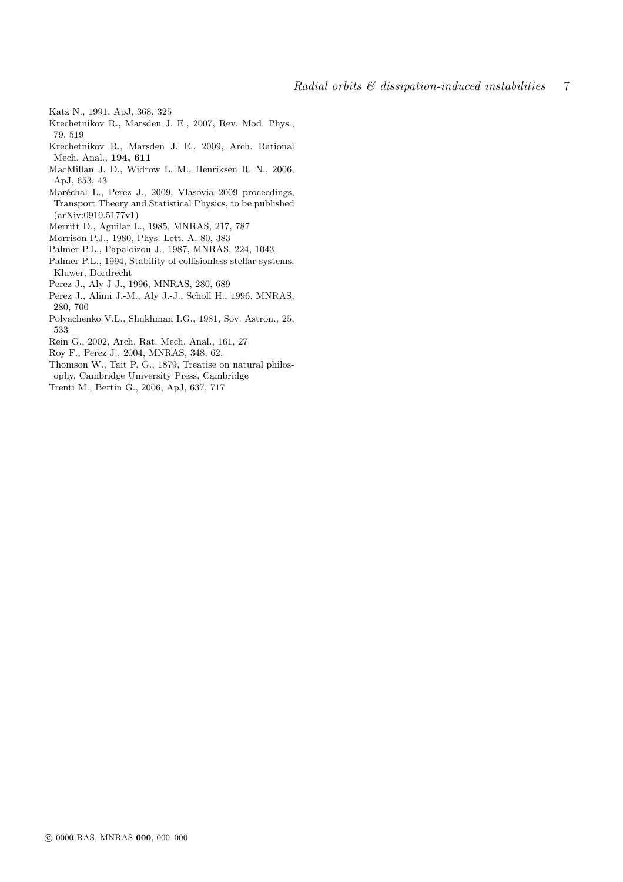Katz N., 1991, ApJ, 368, 325

Krechetnikov R., Marsden J. E., 2007, Rev. Mod. Phys., 79, 519

Krechetnikov R., Marsden J. E., 2009, Arch. Rational Mech. Anal., **194, 611**

MacMillan J. D., Widrow L. M., Henriksen R. N., 2006, ApJ, 653, 43

Maréchal L., Perez J., 2009, Vlasovia 2009 proceedings, Transport Theory and Statistical Physics, to be published (arXiv:0910.5177v1)

Merritt D., Aguilar L., 1985, MNRAS, 217, 787

Morrison P.J., 1980, Phys. Lett. A, 80, 383

Palmer P.L., Papaloizou J., 1987, MNRAS, 224, 1043

Palmer P.L., 1994, Stability of collisionless stellar systems, Kluwer, Dordrecht

Perez J., Aly J-J., 1996, MNRAS, 280, 689

Perez J., Alimi J.-M., Aly J.-J., Scholl H., 1996, MNRAS, 280, 700

Polyachenko V.L., Shukhman I.G., 1981, Sov. Astron., 25, 533

Rein G., 2002, Arch. Rat. Mech. Anal., 161, 27

Roy F., Perez J., 2004, MNRAS, 348, 62.

Thomson W., Tait P. G., 1879, Treatise on natural philosophy, Cambridge University Press, Cambridge

Trenti M., Bertin G., 2006, ApJ, 637, 717